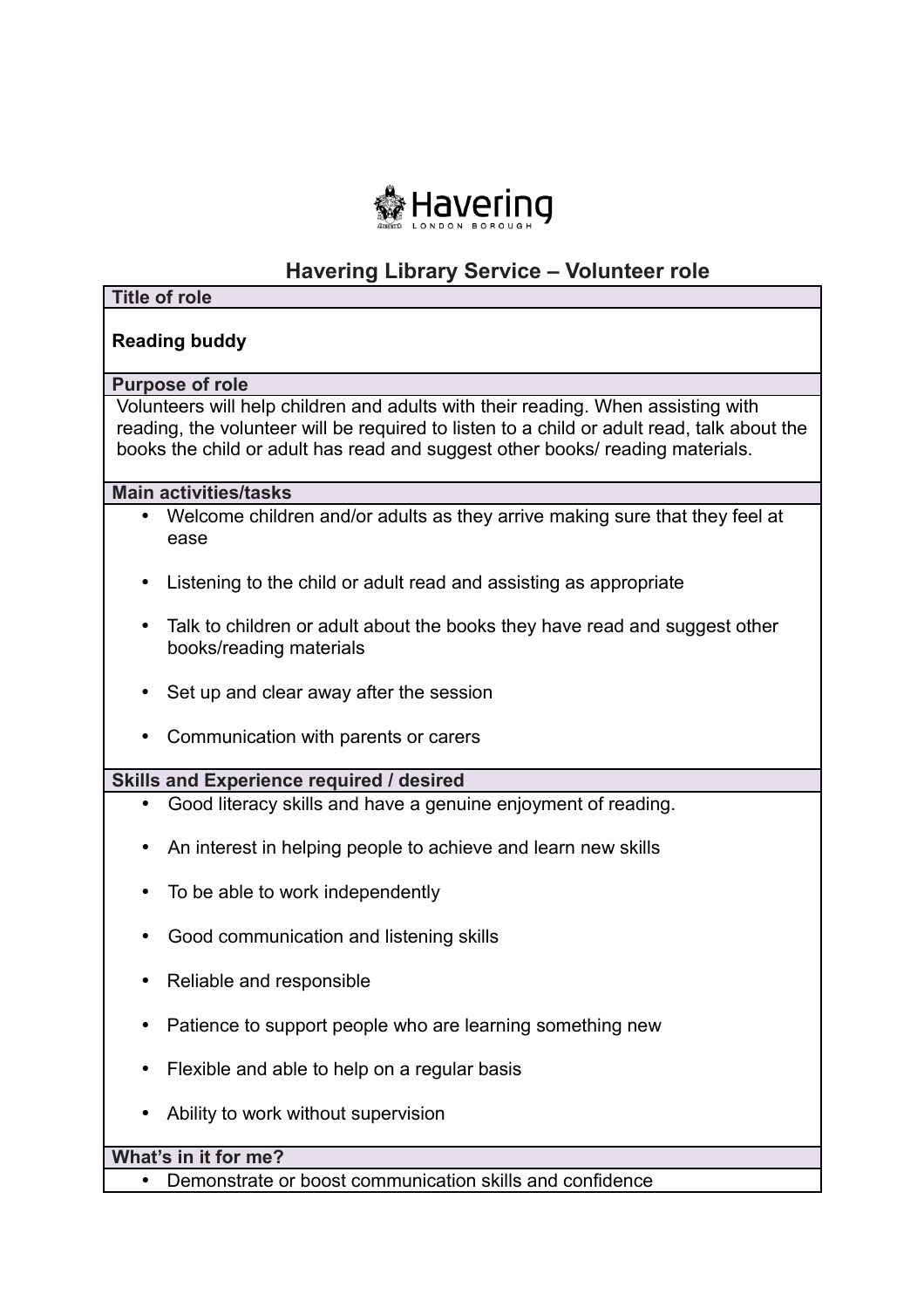# Havering Library Service – Volunteer role

## Title of role

**Reading buddy**

## Purpose of role

Volunteers will help children and adults with their reading. When assisting with reading, the volunteer will be required to listen to a child or adult read, talk about the books the child or adult has read and suggest other books/ reading materials.

## Main activities/tasks

- Welcome children and/or adults as they arrive making sure that they feel at ease
- Listening to the child or adult read and assisting as appropriate
- Talk to children or adult about the books they have read and suggest other books/reading materials
- Set up and clear away after the session
- Communication with parents or carers

## Skills and Experience required / desired

- Good literacy skills and have a genuine enjoyment of reading.
- An interest in helping people to achieve and learn new skills
- To be able to work independently
- Good communication and listening skills
- Reliable and responsible
- Patience to support people who are learning something new
- Flexible and able to help on a regular basis
- Ability to work without supervision

## What's in it for me?

- Demonstrate or boost communication skills and confidence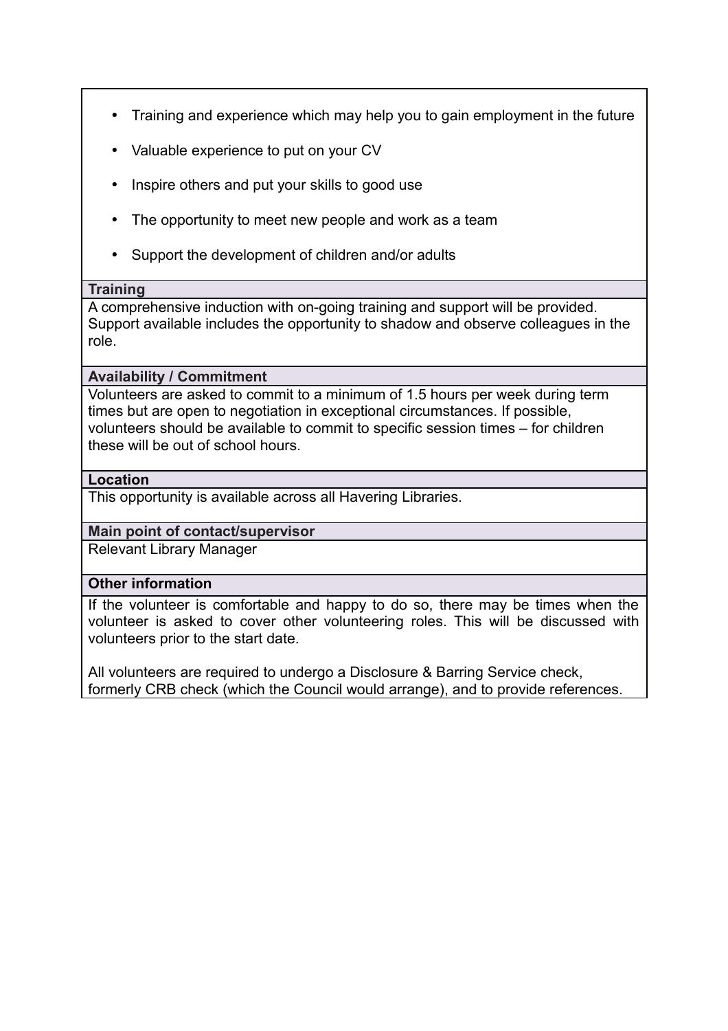- Training and experience which may help you to gain employment in the future
- Valuable experience to put on your CV
- Inspire others and put your skills to good use
- The opportunity to meet new people and work as a team
- Support the development of children and/or adults

**Training**

A comprehensive induction with on-going training and support will be provided. Support available includes the opportunity to shadow and observe colleagues in the role.

**Availability / Commitment**

Volunteers are asked to commit to a minimum of 1.5 hours per week during term times but are open to negotiation in exceptional circumstances. If possible, volunteers should be available to commit to specific session times – for children these will be out of school hours.

**Location**

This opportunity is available across all Havering Libraries.

**Main point of contact/supervisor**

Relevant Library Manager

**Other information**

If the volunteer is comfortable and happy to do so, there may be times when the volunteer is asked to cover other volunteering roles. This will be discussed with volunteers prior to the start date.

All volunteers are required to undergo a Disclosure & Barring Service check, formerly CRB check (which the Council would arrange), and to provide references.